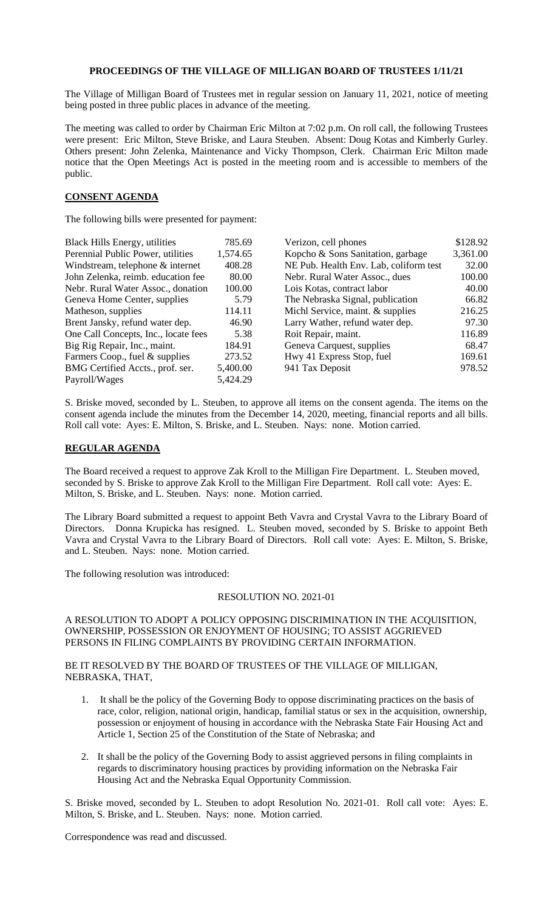# PROCEEDINGS OF THE VILLAGE OF MILLIGAN BOARD OF TRUSTEES 1/11/21

The Village of Milligan Board of Trustees met in regular session on January 11, 2021, notice of meeting being posted in three public places in advance of the meeting.

The meeting was called to order by Chairman Eric Milton at 7:02 p.m. On roll call, the following Trustees were present: Eric Milton, Steve Briske, and Laura Steuben. Absent: Doug Kotas and Kimberly Gurley. Others present: John Zelenka, Maintenance and Vicky Thompson, Clerk. Chairman Eric Milton made notice that the Open Meetings Act is posted in the meeting room and is accessible to members of the public.

## CONSENT AGENDA

The following bills were presented for payment:

| | | | |
|---|---|---|---|
| Black Hills Energy, utilities | 785.69 | Verizon, cell phones | $128.92 |
| Perennial Public Power, utilities | 1,574.65 | Kopcho & Sons Sanitation, garbage | 3,361.00 |
| Windstream, telephone & internet | 408.28 | NE Pub. Health Env. Lab, coliform test | 32.00 |
| John Zelenka, reimb. education fee | 80.00 | Nebr. Rural Water Assoc., dues | 100.00 |
| Nebr. Rural Water Assoc., donation | 100.00 | Lois Kotas, contract labor | 40.00 |
| Geneva Home Center, supplies | 5.79 | The Nebraska Signal, publication | 66.82 |
| Matheson, supplies | 114.11 | Michl Service, maint. & supplies | 216.25 |
| Brent Jansky, refund water dep. | 46.90 | Larry Wather, refund water dep. | 97.30 |
| One Call Concepts, Inc., locate fees | 5.38 | Roit Repair, maint. | 116.89 |
| Big Rig Repair, Inc., maint. | 184.91 | Geneva Carquest, supplies | 68.47 |
| Farmers Coop., fuel & supplies | 273.52 | Hwy 41 Express Stop, fuel | 169.61 |
| BMG Certified Accts., prof. ser. | 5,400.00 | 941 Tax Deposit | 978.52 |
| Payroll/Wages | 5,424.29 | | |

S. Briske moved, seconded by L. Steuben, to approve all items on the consent agenda. The items on the consent agenda include the minutes from the December 14, 2020, meeting, financial reports and all bills. Roll call vote: Ayes: E. Milton, S. Briske, and L. Steuben. Nays: none. Motion carried.

## REGULAR AGENDA

The Board received a request to approve Zak Kroll to the Milligan Fire Department. L. Steuben moved, seconded by S. Briske to approve Zak Kroll to the Milligan Fire Department. Roll call vote: Ayes: E. Milton, S. Briske, and L. Steuben. Nays: none. Motion carried.

The Library Board submitted a request to appoint Beth Vavra and Crystal Vavra to the Library Board of Directors. Donna Krupicka has resigned. L. Steuben moved, seconded by S. Briske to appoint Beth Vavra and Crystal Vavra to the Library Board of Directors. Roll call vote: Ayes: E. Milton, S. Briske, and L. Steuben. Nays: none. Motion carried.

The following resolution was introduced:

RESOLUTION NO. 2021-01

A RESOLUTION TO ADOPT A POLICY OPPOSING DISCRIMINATION IN THE ACQUISITION, OWNERSHIP, POSSESSION OR ENJOYMENT OF HOUSING; TO ASSIST AGGRIEVED PERSONS IN FILING COMPLAINTS BY PROVIDING CERTAIN INFORMATION.

BE IT RESOLVED BY THE BOARD OF TRUSTEES OF THE VILLAGE OF MILLIGAN, NEBRASKA, THAT,

1. It shall be the policy of the Governing Body to oppose discriminating practices on the basis of race, color, religion, national origin, handicap, familial status or sex in the acquisition, ownership, possession or enjoyment of housing in accordance with the Nebraska State Fair Housing Act and Article 1, Section 25 of the Constitution of the State of Nebraska; and
2. It shall be the policy of the Governing Body to assist aggrieved persons in filing complaints in regards to discriminatory housing practices by providing information on the Nebraska Fair Housing Act and the Nebraska Equal Opportunity Commission.

S. Briske moved, seconded by L. Steuben to adopt Resolution No. 2021-01. Roll call vote: Ayes: E. Milton, S. Briske, and L. Steuben. Nays: none. Motion carried.

Correspondence was read and discussed.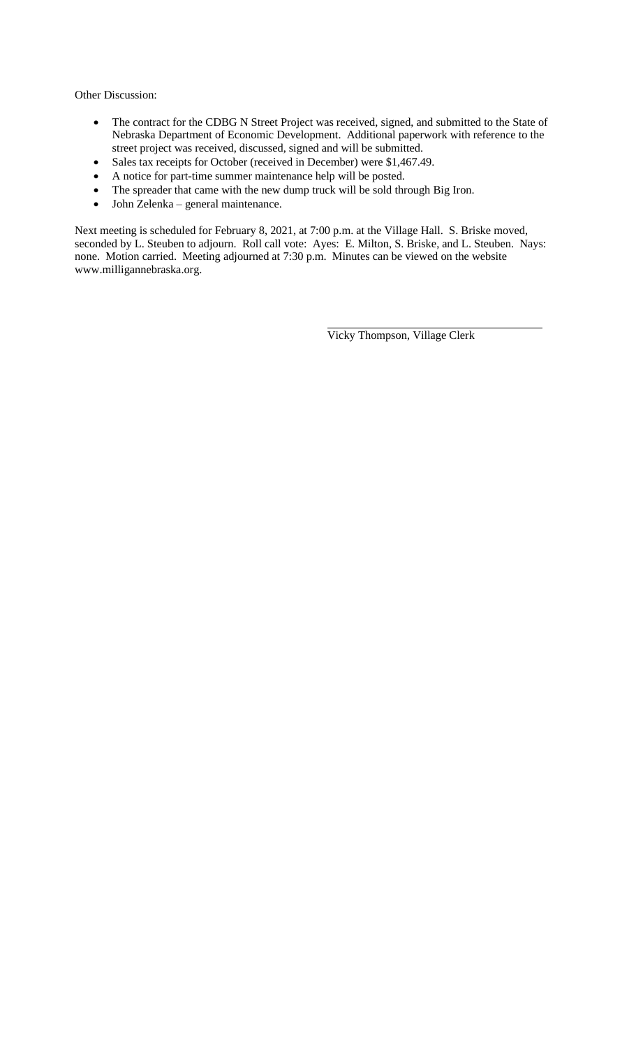Other Discussion:

- The contract for the CDBG N Street Project was received, signed, and submitted to the State of Nebraska Department of Economic Development. Additional paperwork with reference to the street project was received, discussed, signed and will be submitted.
- Sales tax receipts for October (received in December) were $1,467.49.
- A notice for part-time summer maintenance help will be posted.
- The spreader that came with the new dump truck will be sold through Big Iron.
- John Zelenka – general maintenance.

Next meeting is scheduled for February 8, 2021, at 7:00 p.m. at the Village Hall. S. Briske moved, seconded by L. Steuben to adjourn. Roll call vote: Ayes: E. Milton, S. Briske, and L. Steuben. Nays: none. Motion carried. Meeting adjourned at 7:30 p.m. Minutes can be viewed on the website www.milligannebraska.org.

Vicky Thompson, Village Clerk